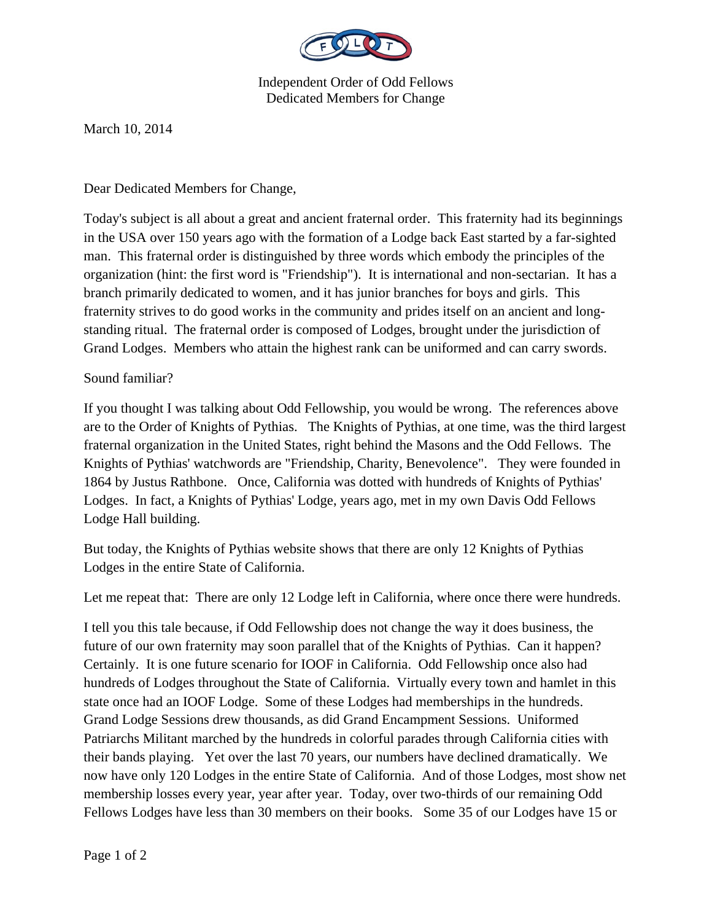Independent Order of Odd Fellows
Dedicated Members for Change

March 10, 2014

Dear Dedicated Members for Change,

Today's subject is all about a great and ancient fraternal order. This fraternity had its beginnings in the USA over 150 years ago with the formation of a Lodge back East started by a far-sighted man. This fraternal order is distinguished by three words which embody the principles of the organization (hint: the first word is "Friendship"). It is international and non-sectarian. It has a branch primarily dedicated to women, and it has junior branches for boys and girls. This fraternity strives to do good works in the community and prides itself on an ancient and long-standing ritual. The fraternal order is composed of Lodges, brought under the jurisdiction of Grand Lodges. Members who attain the highest rank can be uniformed and can carry swords.

Sound familiar?

If you thought I was talking about Odd Fellowship, you would be wrong. The references above are to the Order of Knights of Pythias. The Knights of Pythias, at one time, was the third largest fraternal organization in the United States, right behind the Masons and the Odd Fellows. The Knights of Pythias' watchwords are "Friendship, Charity, Benevolence". They were founded in 1864 by Justus Rathbone. Once, California was dotted with hundreds of Knights of Pythias' Lodges. In fact, a Knights of Pythias' Lodge, years ago, met in my own Davis Odd Fellows Lodge Hall building.

But today, the Knights of Pythias website shows that there are only 12 Knights of Pythias Lodges in the entire State of California.

Let me repeat that: There are only 12 Lodge left in California, where once there were hundreds.

I tell you this tale because, if Odd Fellowship does not change the way it does business, the future of our own fraternity may soon parallel that of the Knights of Pythias. Can it happen? Certainly. It is one future scenario for IOOF in California. Odd Fellowship once also had hundreds of Lodges throughout the State of California. Virtually every town and hamlet in this state once had an IOOF Lodge. Some of these Lodges had memberships in the hundreds. Grand Lodge Sessions drew thousands, as did Grand Encampment Sessions. Uniformed Patriarchs Militant marched by the hundreds in colorful parades through California cities with their bands playing. Yet over the last 70 years, our numbers have declined dramatically. We now have only 120 Lodges in the entire State of California. And of those Lodges, most show net membership losses every year, year after year. Today, over two-thirds of our remaining Odd Fellows Lodges have less than 30 members on their books. Some 35 of our Lodges have 15 or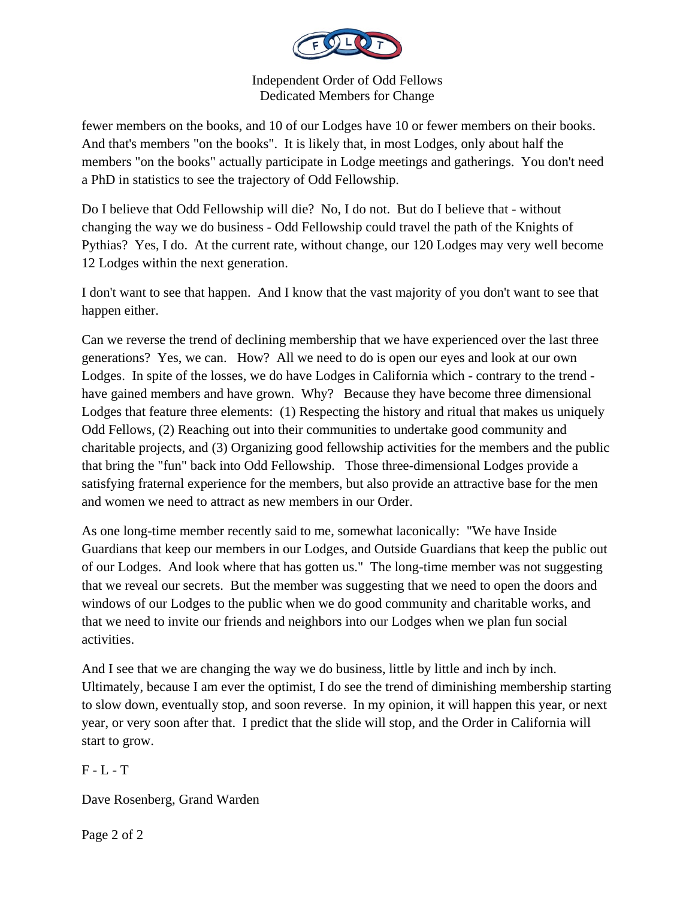fewer members on the books, and 10 of our Lodges have 10 or fewer members on their books. And that's members "on the books". It is likely that, in most Lodges, only about half the members "on the books" actually participate in Lodge meetings and gatherings. You don't need a PhD in statistics to see the trajectory of Odd Fellowship.

Do I believe that Odd Fellowship will die? No, I do not. But do I believe that - without changing the way we do business - Odd Fellowship could travel the path of the Knights of Pythias? Yes, I do. At the current rate, without change, our 120 Lodges may very well become 12 Lodges within the next generation.

I don't want to see that happen. And I know that the vast majority of you don't want to see that happen either.

Can we reverse the trend of declining membership that we have experienced over the last three generations? Yes, we can. How? All we need to do is open our eyes and look at our own Lodges. In spite of the losses, we do have Lodges in California which - contrary to the trend - have gained members and have grown. Why? Because they have become three dimensional Lodges that feature three elements: (1) Respecting the history and ritual that makes us uniquely Odd Fellows, (2) Reaching out into their communities to undertake good community and charitable projects, and (3) Organizing good fellowship activities for the members and the public that bring the "fun" back into Odd Fellowship. Those three-dimensional Lodges provide a satisfying fraternal experience for the members, but also provide an attractive base for the men and women we need to attract as new members in our Order.

As one long-time member recently said to me, somewhat laconically: "We have Inside Guardians that keep our members in our Lodges, and Outside Guardians that keep the public out of our Lodges. And look where that has gotten us." The long-time member was not suggesting that we reveal our secrets. But the member was suggesting that we need to open the doors and windows of our Lodges to the public when we do good community and charitable works, and that we need to invite our friends and neighbors into our Lodges when we plan fun social activities.

And I see that we are changing the way we do business, little by little and inch by inch. Ultimately, because I am ever the optimist, I do see the trend of diminishing membership starting to slow down, eventually stop, and soon reverse. In my opinion, it will happen this year, or next year, or very soon after that. I predict that the slide will stop, and the Order in California will start to grow.

F - L - T

Dave Rosenberg, Grand Warden